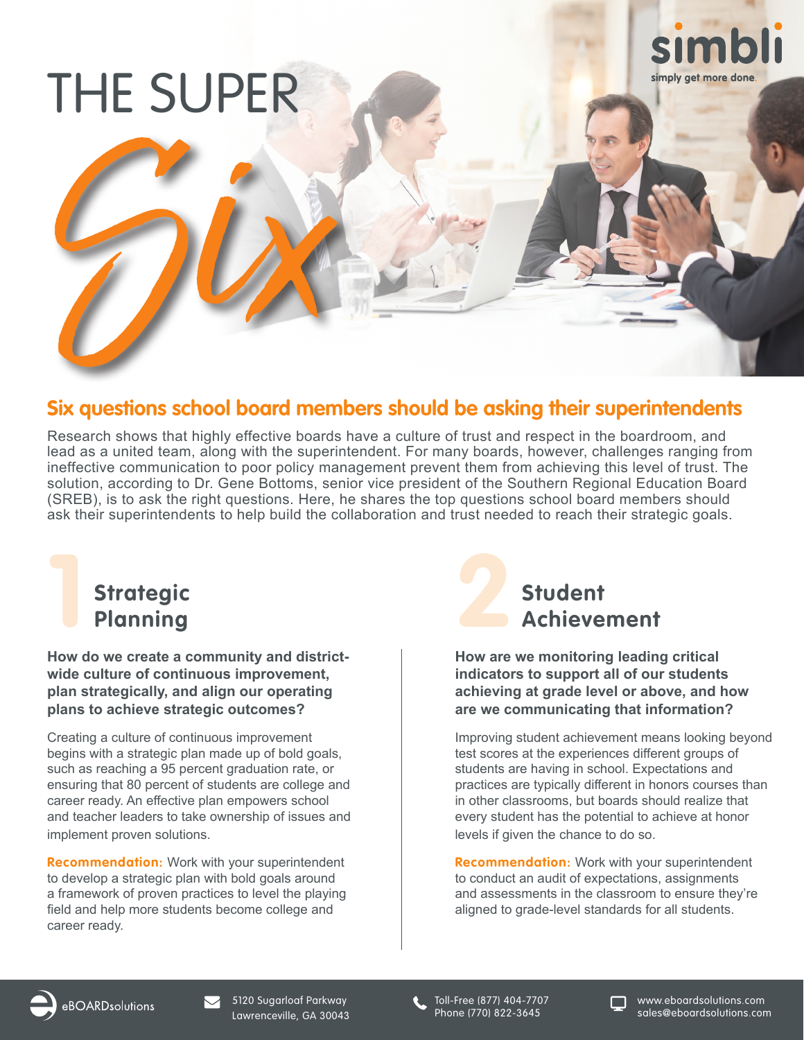# THE SUPER *Six*

simbli
simply get more done.

## Six questions school board members should be asking their superintendents

Research shows that highly effective boards have a culture of trust and respect in the boardroom, and lead as a united team, along with the superintendent. For many boards, however, challenges ranging from ineffective communication to poor policy management prevent them from achieving this level of trust. The solution, according to Dr. Gene Bottoms, senior vice president of the Southern Regional Education Board (SREB), is to ask the right questions. Here, he shares the top questions school board members should ask their superintendents to help build the collaboration and trust needed to reach their strategic goals.

### 1 Strategic Planning

**How do we create a community and district-wide culture of continuous improvement, plan strategically, and align our operating plans to achieve strategic outcomes?**

Creating a culture of continuous improvement begins with a strategic plan made up of bold goals, such as reaching a 95 percent graduation rate, or ensuring that 80 percent of students are college and career ready. An effective plan empowers school and teacher leaders to take ownership of issues and implement proven solutions.

**Recommendation:** Work with your superintendent to develop a strategic plan with bold goals around a framework of proven practices to level the playing field and help more students become college and career ready.

### 2 Student Achievement

**How are we monitoring leading critical indicators to support all of our students achieving at grade level or above, and how are we communicating that information?**

Improving student achievement means looking beyond test scores at the experiences different groups of students are having in school. Expectations and practices are typically different in honors courses than in other classrooms, but boards should realize that every student has the potential to achieve at honor levels if given the chance to do so.

**Recommendation:** Work with your superintendent to conduct an audit of expectations, assignments and assessments in the classroom to ensure they're aligned to grade-level standards for all students.

eBOARDsolutions | 5120 Sugarloaf Parkway, Lawrenceville, GA 30043 | Toll-Free (877) 404-7707, Phone (770) 822-3645 | www.eboardsolutions.com, sales@eboardsolutions.com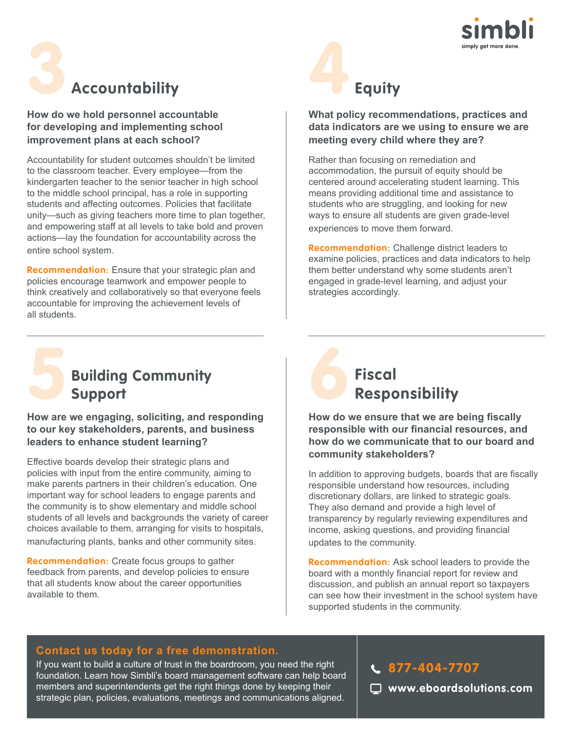## 3 Accountability

**How do we hold personnel accountable for developing and implementing school improvement plans at each school?**

Accountability for student outcomes shouldn't be limited to the classroom teacher. Every employee—from the kindergarten teacher to the senior teacher in high school to the middle school principal, has a role in supporting students and affecting outcomes. Policies that facilitate unity—such as giving teachers more time to plan together, and empowering staff at all levels to take bold and proven actions—lay the foundation for accountability across the entire school system.

**Recommendation:** Ensure that your strategic plan and policies encourage teamwork and empower people to think creatively and collaboratively so that everyone feels accountable for improving the achievement levels of all students.

## 4 Equity

**What policy recommendations, practices and data indicators are we using to ensure we are meeting every child where they are?**

Rather than focusing on remediation and accommodation, the pursuit of equity should be centered around accelerating student learning. This means providing additional time and assistance to students who are struggling, and looking for new ways to ensure all students are given grade-level experiences to move them forward.

**Recommendation:** Challenge district leaders to examine policies, practices and data indicators to help them better understand why some students aren't engaged in grade-level learning, and adjust your strategies accordingly.

## 5 Building Community Support

**How are we engaging, soliciting, and responding to our key stakeholders, parents, and business leaders to enhance student learning?**

Effective boards develop their strategic plans and policies with input from the entire community, aiming to make parents partners in their children's education. One important way for school leaders to engage parents and the community is to show elementary and middle school students of all levels and backgrounds the variety of career choices available to them, arranging for visits to hospitals, manufacturing plants, banks and other community sites.

**Recommendation:** Create focus groups to gather feedback from parents, and develop policies to ensure that all students know about the career opportunities available to them.

## 6 Fiscal Responsibility

**How do we ensure that we are being fiscally responsible with our financial resources, and how do we communicate that to our board and community stakeholders?**

In addition to approving budgets, boards that are fiscally responsible understand how resources, including discretionary dollars, are linked to strategic goals. They also demand and provide a high level of transparency by regularly reviewing expenditures and income, asking questions, and providing financial updates to the community.

**Recommendation:** Ask school leaders to provide the board with a monthly financial report for review and discussion, and publish an annual report so taxpayers can see how their investment in the school system have supported students in the community.

**Contact us today for a free demonstration.**

If you want to build a culture of trust in the boardroom, you need the right foundation. Learn how Simbli's board management software can help board members and superintendents get the right things done by keeping their strategic plan, policies, evaluations, meetings and communications aligned.

**877-404-7707**

**www.eboardsolutions.com**